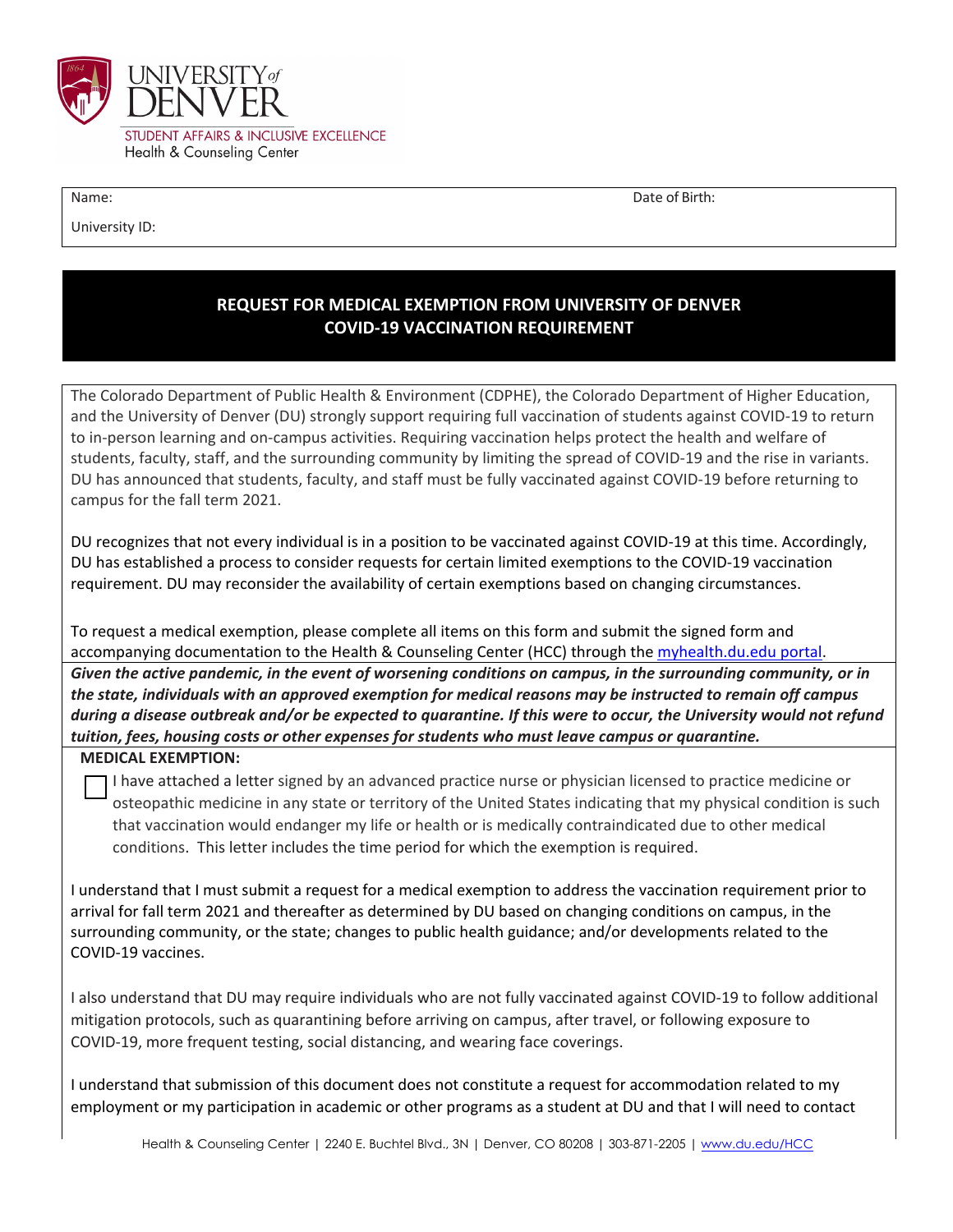UNIVERSITY of DENVER
STUDENT AFFAIRS & INCLUSIVE EXCELLENCE
Health & Counseling Center

| | |
|---|---|
| Name: | Date of Birth: |
| University ID: | |

# REQUEST FOR MEDICAL EXEMPTION FROM UNIVERSITY OF DENVER COVID-19 VACCINATION REQUIREMENT

The Colorado Department of Public Health & Environment (CDPHE), the Colorado Department of Higher Education, and the University of Denver (DU) strongly support requiring full vaccination of students against COVID-19 to return to in-person learning and on-campus activities. Requiring vaccination helps protect the health and welfare of students, faculty, staff, and the surrounding community by limiting the spread of COVID-19 and the rise in variants. DU has announced that students, faculty, and staff must be fully vaccinated against COVID-19 before returning to campus for the fall term 2021.

DU recognizes that not every individual is in a position to be vaccinated against COVID-19 at this time. Accordingly, DU has established a process to consider requests for certain limited exemptions to the COVID-19 vaccination requirement. DU may reconsider the availability of certain exemptions based on changing circumstances.

To request a medical exemption, please complete all items on this form and submit the signed form and accompanying documentation to the Health & Counseling Center (HCC) through the myhealth.du.edu portal.

***Given the active pandemic, in the event of worsening conditions on campus, in the surrounding community, or in the state, individuals with an approved exemption for medical reasons may be instructed to remain off campus during a disease outbreak and/or be expected to quarantine. If this were to occur, the University would not refund tuition, fees, housing costs or other expenses for students who must leave campus or quarantine.***

**MEDICAL EXEMPTION:**

- [ ] I have attached a letter signed by an advanced practice nurse or physician licensed to practice medicine or osteopathic medicine in any state or territory of the United States indicating that my physical condition is such that vaccination would endanger my life or health or is medically contraindicated due to other medical conditions. This letter includes the time period for which the exemption is required.

I understand that I must submit a request for a medical exemption to address the vaccination requirement prior to arrival for fall term 2021 and thereafter as determined by DU based on changing conditions on campus, in the surrounding community, or the state; changes to public health guidance; and/or developments related to the COVID-19 vaccines.

I also understand that DU may require individuals who are not fully vaccinated against COVID-19 to follow additional mitigation protocols, such as quarantining before arriving on campus, after travel, or following exposure to COVID-19, more frequent testing, social distancing, and wearing face coverings.

I understand that submission of this document does not constitute a request for accommodation related to my employment or my participation in academic or other programs as a student at DU and that I will need to contact

Health & Counseling Center | 2240 E. Buchtel Blvd., 3N | Denver, CO 80208 | 303-871-2205 | www.du.edu/HCC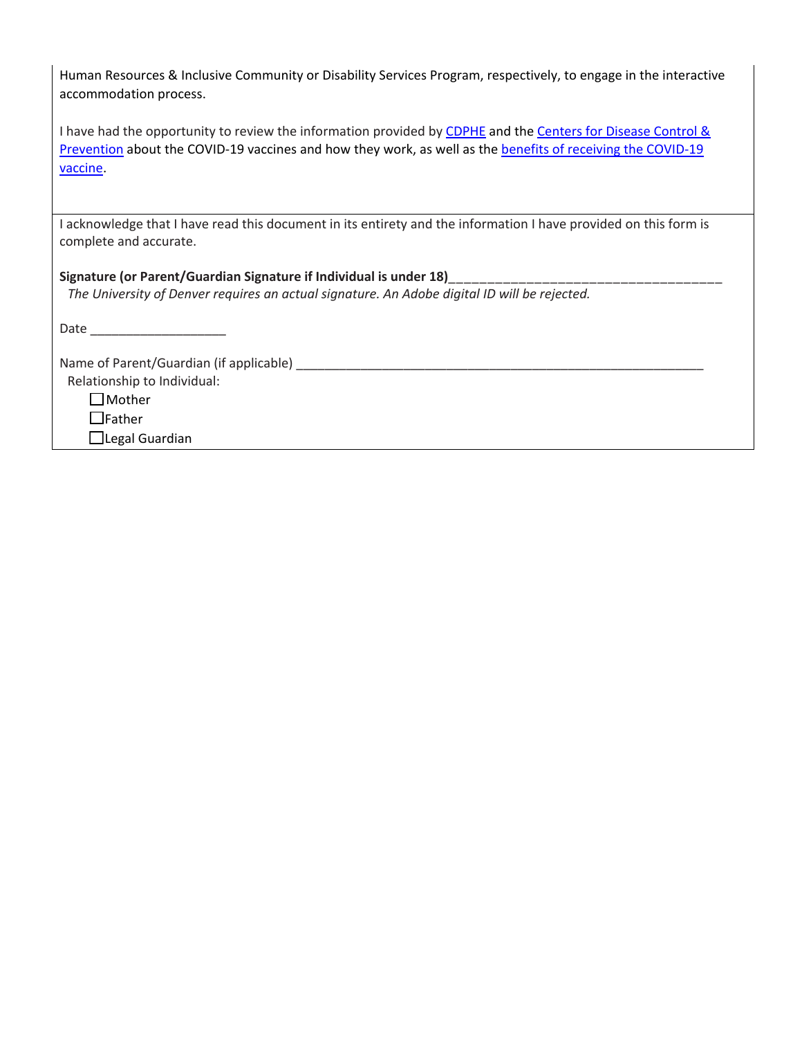Human Resources & Inclusive Community or Disability Services Program, respectively, to engage in the interactive accommodation process.

I have had the opportunity to review the information provided by CDPHE and the Centers for Disease Control & Prevention about the COVID-19 vaccines and how they work, as well as the benefits of receiving the COVID-19 vaccine.

I acknowledge that I have read this document in its entirety and the information I have provided on this form is complete and accurate.

**Signature (or Parent/Guardian Signature if Individual is under 18)**____________________________________

*The University of Denver requires an actual signature. An Adobe digital ID will be rejected.*

Date ___________________

Name of Parent/Guardian (if applicable) ___________________________________________________________

Relationship to Individual:

- ☐ Mother
- ☐ Father
- ☐ Legal Guardian